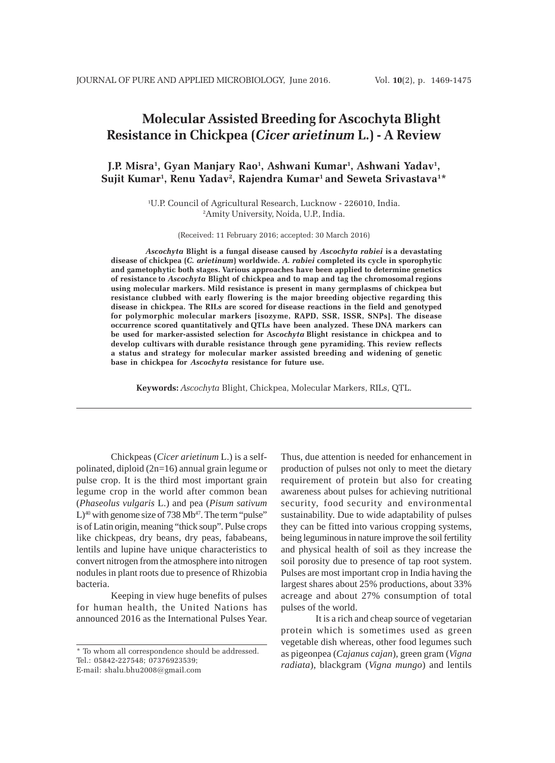# Molecular Assisted Breeding for Ascochyta Blight Resistance in Chickpea (*Cicer arietinum* L.) - A Review

**J.P. Misra[1], Gyan Manjary Rao[1], Ashwani Kumar[1], Ashwani Yadav[1], Sujit Kumar[1], Renu Yadav[2], Rajendra Kumar[1] and Seweta Srivastava[1]***

[1]U.P. Council of Agricultural Research, Lucknow - 226010, India.
[2]Amity University, Noida, U.P., India.

(Received: 11 February 2016; accepted: 30 March 2016)

**_Ascochyta_ Blight is a fungal disease caused by _Ascochyta rabiei_ is a devastating disease of chickpea (_C. arietinum_) worldwide. _A. rabiei_ completed its cycle in sporophytic and gametophytic both stages. Various approaches have been applied to determine genetics of resistance to _Ascochyta_ Blight of chickpea and to map and tag the chromosomal regions using molecular markers. Mild resistance is present in many germplasms of chickpea but resistance clubbed with early flowering is the major breeding objective regarding this disease in chickpea. The RILs are scored for disease reactions in the field and genotyped for polymorphic molecular markers [isozyme, RAPD, SSR, ISSR, SNPs]. The disease occurrence scored quantitatively and QTLs have been analyzed. These DNA markers can be used for marker-assisted selection for A_scochyta_ Blight resistance in chickpea and to develop cultivars with durable resistance through gene pyramiding. This review reflects a status and strategy for molecular marker assisted breeding and widening of genetic base in chickpea for _Ascochyta_ resistance for future use.**

**Keywords:** *Ascochyta* Blight, Chickpea, Molecular Markers, RILs, QTL.

---

Chickpeas (*Cicer arietinum* L.) is a self-polinated, diploid (2n=16) annual grain legume or pulse crop. It is the third most important grain legume crop in the world after common bean (*Phaseolus vulgaris* L.) and pea (*Pisum sativum* L)[40] with genome size of 738 Mb[47]. The term "pulse" is of Latin origin, meaning "thick soup". Pulse crops like chickpeas, dry beans, dry peas, fababeans, lentils and lupine have unique characteristics to convert nitrogen from the atmosphere into nitrogen nodules in plant roots due to presence of Rhizobia bacteria.

Keeping in view huge benefits of pulses for human health, the United Nations has announced 2016 as the International Pulses Year. Thus, due attention is needed for enhancement in production of pulses not only to meet the dietary requirement of protein but also for creating awareness about pulses for achieving nutritional security, food security and environmental sustainability. Due to wide adaptability of pulses they can be fitted into various cropping systems, being leguminous in nature improve the soil fertility and physical health of soil as they increase the soil porosity due to presence of tap root system. Pulses are most important crop in India having the largest shares about 25% productions, about 33% acreage and about 27% consumption of total pulses of the world.

It is a rich and cheap source of vegetarian protein which is sometimes used as green vegetable dish whereas, other food legumes such as pigeonpea (*Cajanus cajan*), green gram (*Vigna radiata*), blackgram (*Vigna mungo*) and lentils

---

\* To whom all correspondence should be addressed.
Tel.: 05842-227548; 07376923539;
E-mail: shalu.bhu2008@gmail.com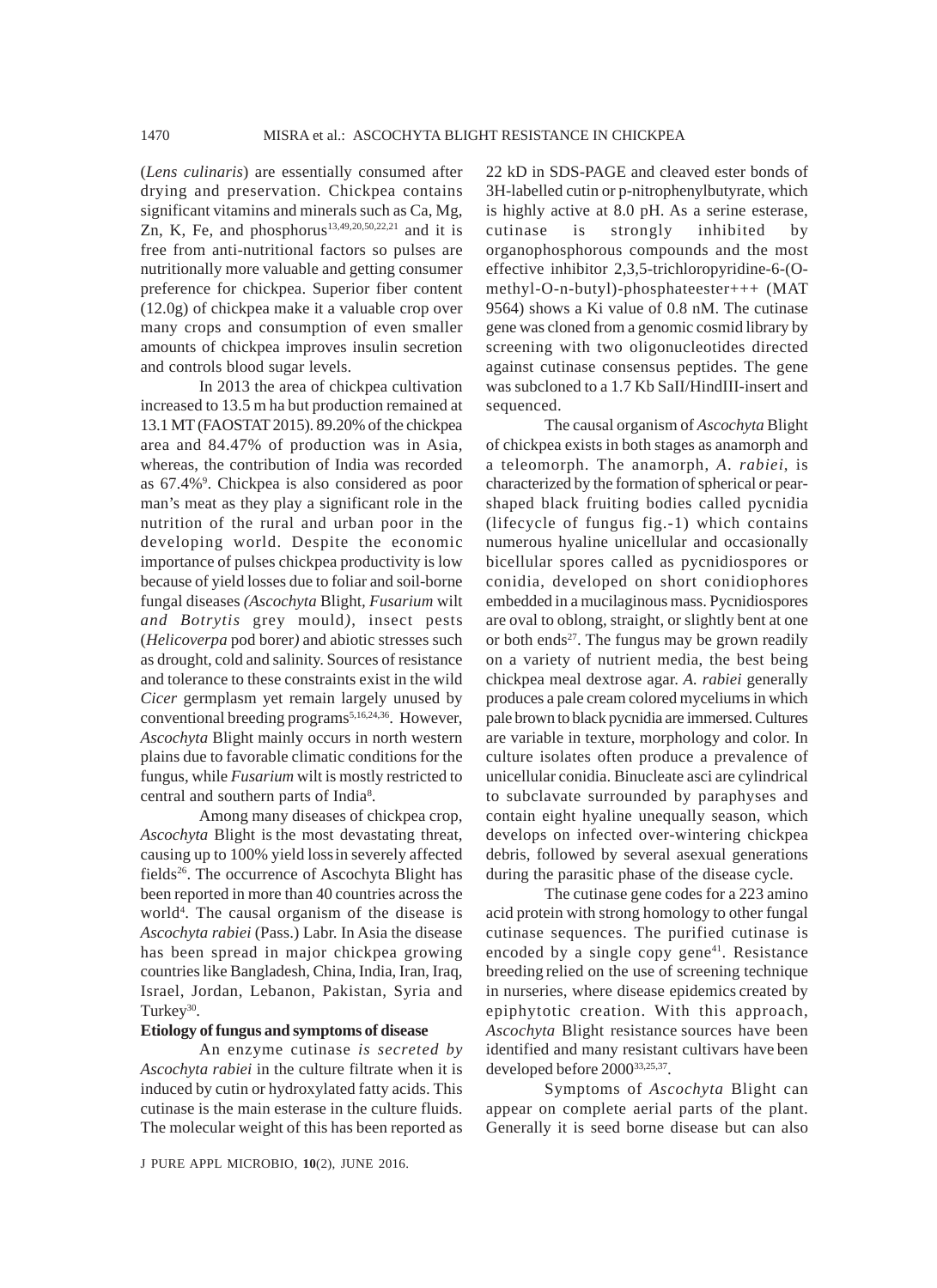(*Lens culinaris*) are essentially consumed after drying and preservation. Chickpea contains significant vitamins and minerals such as Ca, Mg, Zn, K, Fe, and phosphorus[13,49,20,50,22,21] and it is free from anti-nutritional factors so pulses are nutritionally more valuable and getting consumer preference for chickpea. Superior fiber content (12.0g) of chickpea make it a valuable crop over many crops and consumption of even smaller amounts of chickpea improves insulin secretion and controls blood sugar levels.

In 2013 the area of chickpea cultivation increased to 13.5 m ha but production remained at 13.1 MT (FAOSTAT 2015). 89.20% of the chickpea area and 84.47% of production was in Asia, whereas, the contribution of India was recorded as 67.4%[9]. Chickpea is also considered as poor man's meat as they play a significant role in the nutrition of the rural and urban poor in the developing world. Despite the economic importance of pulses chickpea productivity is low because of yield losses due to foliar and soil-borne fungal diseases *(Ascochyta* Blight, *Fusarium* wilt *and Botrytis* grey mould*)*, insect pests (*Helicoverpa* pod borer*)* and abiotic stresses such as drought, cold and salinity. Sources of resistance and tolerance to these constraints exist in the wild *Cicer* germplasm yet remain largely unused by conventional breeding programs[5,16,24,36]. However, *Ascochyta* Blight mainly occurs in north western plains due to favorable climatic conditions for the fungus, while *Fusarium* wilt is mostly restricted to central and southern parts of India[8].

Among many diseases of chickpea crop, *Ascochyta* Blight is the most devastating threat, causing up to 100% yield loss in severely affected fields[26]. The occurrence of Ascochyta Blight has been reported in more than 40 countries across the world[4]. The causal organism of the disease is *Ascochyta rabiei* (Pass.) Labr. In Asia the disease has been spread in major chickpea growing countries like Bangladesh, China, India, Iran, Iraq, Israel, Jordan, Lebanon, Pakistan, Syria and Turkey[30].

**Etiology of fungus and symptoms of disease**

An enzyme cutinase *is secreted by Ascochyta rabiei* in the culture filtrate when it is induced by cutin or hydroxylated fatty acids. This cutinase is the main esterase in the culture fluids. The molecular weight of this has been reported as 22 kD in SDS-PAGE and cleaved ester bonds of 3H-labelled cutin or p-nitrophenylbutyrate, which is highly active at 8.0 pH. As a serine esterase, cutinase is strongly inhibited by organophosphorous compounds and the most effective inhibitor 2,3,5-trichloropyridine-6-(O-methyl-O-n-butyl)-phosphateester+++ (MAT 9564) shows a Ki value of 0.8 nM. The cutinase gene was cloned from a genomic cosmid library by screening with two oligonucleotides directed against cutinase consensus peptides. The gene was subcloned to a 1.7 Kb SaII/HindIII-insert and sequenced.

The causal organism of *Ascochyta* Blight of chickpea exists in both stages as anamorph and a teleomorph. The anamorph, *A. rabiei*, is characterized by the formation of spherical or pear-shaped black fruiting bodies called pycnidia (lifecycle of fungus fig.-1) which contains numerous hyaline unicellular and occasionally bicellular spores called as pycnidiospores or conidia, developed on short conidiophores embedded in a mucilaginous mass. Pycnidiospores are oval to oblong, straight, or slightly bent at one or both ends[27]. The fungus may be grown readily on a variety of nutrient media, the best being chickpea meal dextrose agar. *A. rabiei* generally produces a pale cream colored myceliums in which pale brown to black pycnidia are immersed. Cultures are variable in texture, morphology and color. In culture isolates often produce a prevalence of unicellular conidia. Binucleate asci are cylindrical to subclavate surrounded by paraphyses and contain eight hyaline unequally season, which develops on infected over-wintering chickpea debris, followed by several asexual generations during the parasitic phase of the disease cycle.

The cutinase gene codes for a 223 amino acid protein with strong homology to other fungal cutinase sequences. The purified cutinase is encoded by a single copy gene[41]. Resistance breeding relied on the use of screening technique in nurseries, where disease epidemics created by epiphytotic creation. With this approach, *Ascochyta* Blight resistance sources have been identified and many resistant cultivars have been developed before 2000[33,25,37].

Symptoms of *Ascochyta* Blight can appear on complete aerial parts of the plant. Generally it is seed borne disease but can also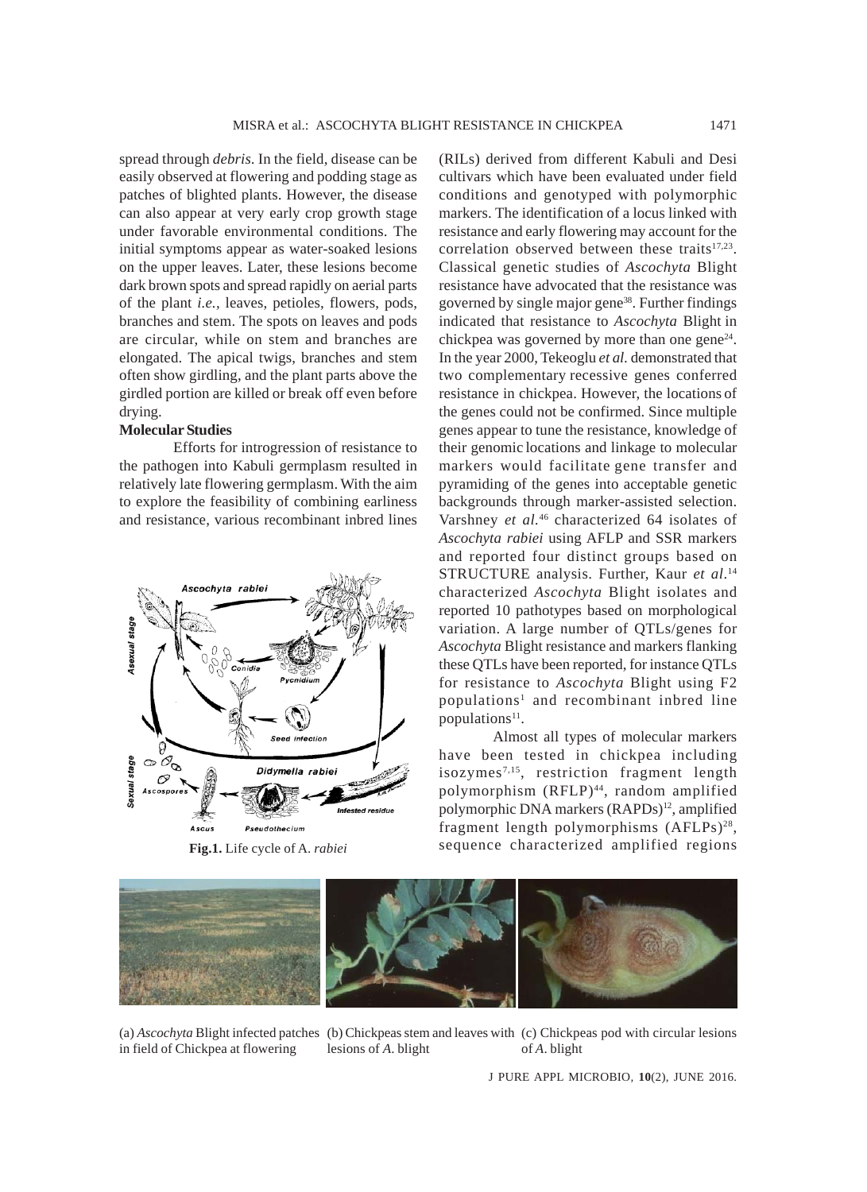spread through *debris*. In the field, disease can be easily observed at flowering and podding stage as patches of blighted plants. However, the disease can also appear at very early crop growth stage under favorable environmental conditions. The initial symptoms appear as water-soaked lesions on the upper leaves. Later, these lesions become dark brown spots and spread rapidly on aerial parts of the plant *i.e.*, leaves, petioles, flowers, pods, branches and stem. The spots on leaves and pods are circular, while on stem and branches are elongated. The apical twigs, branches and stem often show girdling, and the plant parts above the girdled portion are killed or break off even before drying.

**Molecular Studies**

Efforts for introgression of resistance to the pathogen into Kabuli germplasm resulted in relatively late flowering germplasm. With the aim to explore the feasibility of combining earliness and resistance, various recombinant inbred lines

**Fig.1.** Life cycle of A. *rabiei*

(RILs) derived from different Kabuli and Desi cultivars which have been evaluated under field conditions and genotyped with polymorphic markers. The identification of a locus linked with resistance and early flowering may account for the correlation observed between these traits[17,23]. Classical genetic studies of *Ascochyta* Blight resistance have advocated that the resistance was governed by single major gene[38]. Further findings indicated that resistance to *Ascochyta* Blight in chickpea was governed by more than one gene[24]. In the year 2000, Tekeoglu *et al.* demonstrated that two complementary recessive genes conferred resistance in chickpea. However, the locations of the genes could not be confirmed. Since multiple genes appear to tune the resistance, knowledge of their genomic locations and linkage to molecular markers would facilitate gene transfer and pyramiding of the genes into acceptable genetic backgrounds through marker-assisted selection. Varshney *et al.*[46] characterized 64 isolates of *Ascochyta rabiei* using AFLP and SSR markers and reported four distinct groups based on STRUCTURE analysis. Further, Kaur *et al.*[14] characterized *Ascochyta* Blight isolates and reported 10 pathotypes based on morphological variation. A large number of QTLs/genes for *Ascochyta* Blight resistance and markers flanking these QTLs have been reported, for instance QTLs for resistance to *Ascochyta* Blight using F2 populations[1] and recombinant inbred line populations[11].

Almost all types of molecular markers have been tested in chickpea including isozymes[7,15], restriction fragment length polymorphism (RFLP)[44], random amplified polymorphic DNA markers (RAPDs)[12], amplified fragment length polymorphisms (AFLPs)[28], sequence characterized amplified regions

(a) *Ascochyta* Blight infected patches in field of Chickpea at flowering (b) Chickpeas stem and leaves with lesions of *A*. blight (c) Chickpeas pod with circular lesions of *A*. blight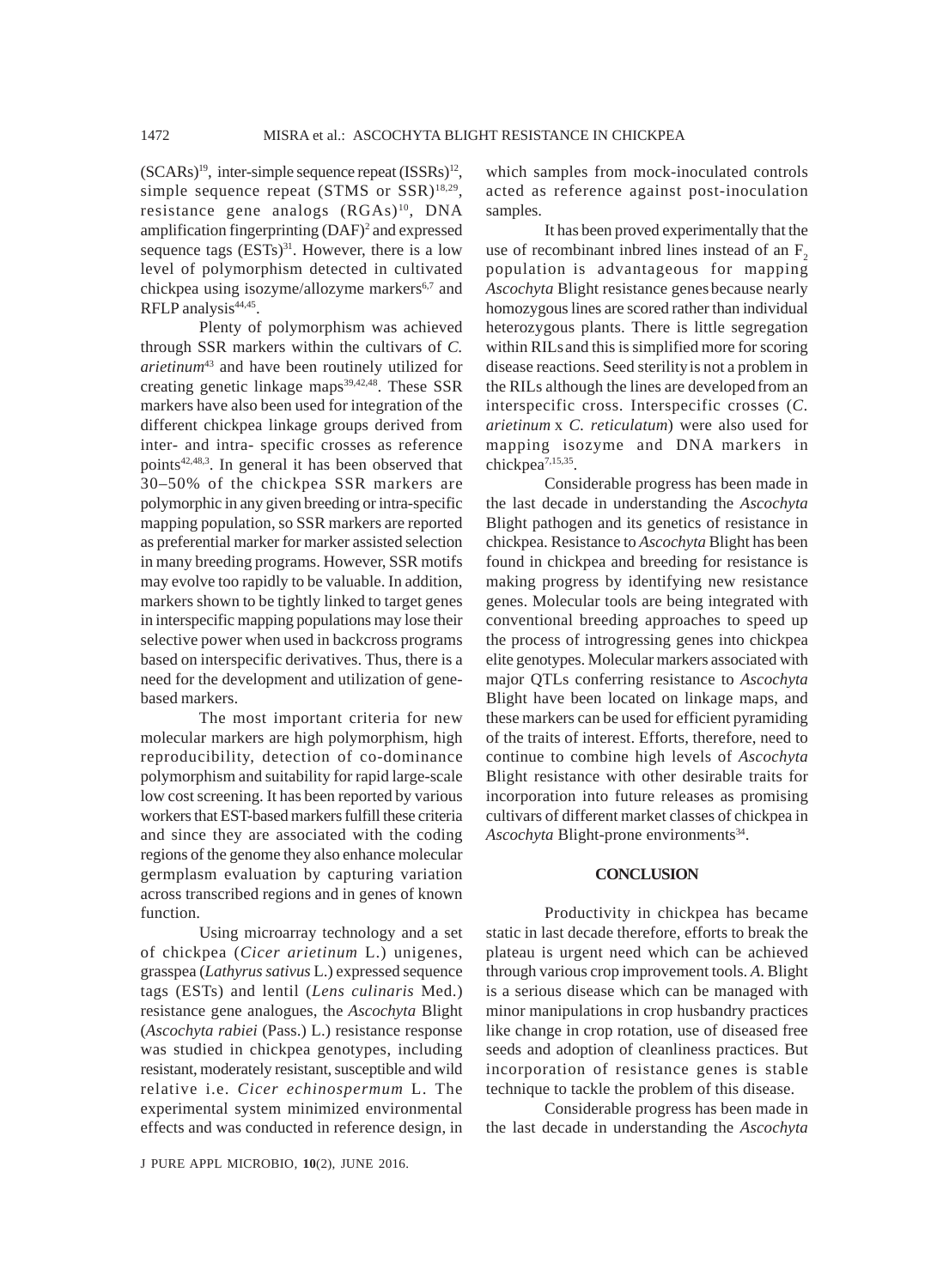(SCARs)[19], inter-simple sequence repeat (ISSRs)[12], simple sequence repeat (STMS or SSR)[18,29], resistance gene analogs (RGAs)[10], DNA amplification fingerprinting (DAF)[2] and expressed sequence tags (ESTs)[31]. However, there is a low level of polymorphism detected in cultivated chickpea using isozyme/allozyme markers[6,7] and RFLP analysis[44,45].

Plenty of polymorphism was achieved through SSR markers within the cultivars of *C. arietinum*[43] and have been routinely utilized for creating genetic linkage maps[39,42,48]. These SSR markers have also been used for integration of the different chickpea linkage groups derived from inter- and intra- specific crosses as reference points[42,48,3]. In general it has been observed that 30–50% of the chickpea SSR markers are polymorphic in any given breeding or intra-specific mapping population, so SSR markers are reported as preferential marker for marker assisted selection in many breeding programs. However, SSR motifs may evolve too rapidly to be valuable. In addition, markers shown to be tightly linked to target genes in interspecific mapping populations may lose their selective power when used in backcross programs based on interspecific derivatives. Thus, there is a need for the development and utilization of gene-based markers.

The most important criteria for new molecular markers are high polymorphism, high reproducibility, detection of co-dominance polymorphism and suitability for rapid large-scale low cost screening. It has been reported by various workers that EST-based markers fulfill these criteria and since they are associated with the coding regions of the genome they also enhance molecular germplasm evaluation by capturing variation across transcribed regions and in genes of known function.

Using microarray technology and a set of chickpea (*Cicer arietinum* L.) unigenes, grasspea (*Lathyrus sativus* L.) expressed sequence tags (ESTs) and lentil (*Lens culinaris* Med.) resistance gene analogues, the *Ascochyta* Blight (*Ascochyta rabiei* (Pass.) L.) resistance response was studied in chickpea genotypes, including resistant, moderately resistant, susceptible and wild relative i.e. *Cicer echinospermum* L. The experimental system minimized environmental effects and was conducted in reference design, in which samples from mock-inoculated controls acted as reference against post-inoculation samples.

It has been proved experimentally that the use of recombinant inbred lines instead of an $F_2$ population is advantageous for mapping *Ascochyta* Blight resistance genes because nearly homozygous lines are scored rather than individual heterozygous plants. There is little segregation within RILs and this is simplified more for scoring disease reactions. Seed sterility is not a problem in the RILs although the lines are developed from an interspecific cross. Interspecific crosses (*C. arietinum* x *C. reticulatum*) were also used for mapping isozyme and DNA markers in chickpea[7,15,35].

Considerable progress has been made in the last decade in understanding the *Ascochyta* Blight pathogen and its genetics of resistance in chickpea. Resistance to *Ascochyta* Blight has been found in chickpea and breeding for resistance is making progress by identifying new resistance genes. Molecular tools are being integrated with conventional breeding approaches to speed up the process of introgressing genes into chickpea elite genotypes. Molecular markers associated with major QTLs conferring resistance to *Ascochyta* Blight have been located on linkage maps, and these markers can be used for efficient pyramiding of the traits of interest. Efforts, therefore, need to continue to combine high levels of *Ascochyta* Blight resistance with other desirable traits for incorporation into future releases as promising cultivars of different market classes of chickpea in *Ascochyta* Blight-prone environments[34].

## CONCLUSION

Productivity in chickpea has became static in last decade therefore, efforts to break the plateau is urgent need which can be achieved through various crop improvement tools. *A*. Blight is a serious disease which can be managed with minor manipulations in crop husbandry practices like change in crop rotation, use of diseased free seeds and adoption of cleanliness practices. But incorporation of resistance genes is stable technique to tackle the problem of this disease.

Considerable progress has been made in the last decade in understanding the *Ascochyta*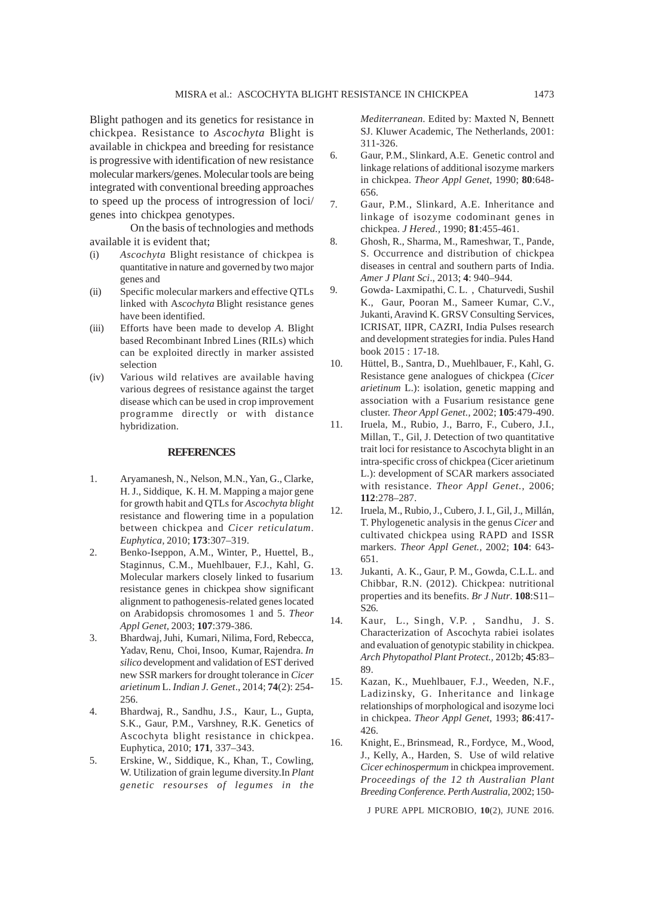Blight pathogen and its genetics for resistance in chickpea. Resistance to *Ascochyta* Blight is available in chickpea and breeding for resistance is progressive with identification of new resistance molecular markers/genes. Molecular tools are being integrated with conventional breeding approaches to speed up the process of introgression of loci/ genes into chickpea genotypes.

On the basis of technologies and methods available it is evident that;

(i) *Ascochyta* Blight resistance of chickpea is quantitative in nature and governed by two major genes and
(ii) Specific molecular markers and effective QTLs linked with A*scochyta* Blight resistance genes have been identified.
(iii) Efforts have been made to develop *A.* Blight based Recombinant Inbred Lines (RILs) which can be exploited directly in marker assisted selection
(iv) Various wild relatives are available having various degrees of resistance against the target disease which can be used in crop improvement programme directly or with distance hybridization.

## REFERENCES

1. Aryamanesh, N., Nelson, M.N., Yan, G., Clarke, H. J., Siddique, K. H. M. Mapping a major gene for growth habit and QTLs for *Ascochyta blight* resistance and flowering time in a population between chickpea and *Cicer reticulatum*. *Euphytica*, 2010; **173**:307–319.
2. Benko-Iseppon, A.M., Winter, P., Huettel, B., Staginnus, C.M., Muehlbauer, F.J., Kahl, G. Molecular markers closely linked to fusarium resistance genes in chickpea show significant alignment to pathogenesis-related genes located on Arabidopsis chromosomes 1 and 5. *Theor Appl Genet*, 2003; **107**:379-386.
3. Bhardwaj, Juhi, Kumari, Nilima, Ford, Rebecca, Yadav, Renu, Choi, Insoo, Kumar, Rajendra. *In silico* development and validation of EST derived new SSR markers for drought tolerance in *Cicer arietinum* L. *Indian J. Genet*., 2014; **74**(2): 254-256.
4. Bhardwaj, R., Sandhu, J.S., Kaur, L., Gupta, S.K., Gaur, P.M., Varshney, R.K. Genetics of Ascochyta blight resistance in chickpea. Euphytica, 2010; **171**, 337–343.
5. Erskine, W., Siddique, K., Khan, T., Cowling, W. Utilization of grain legume diversity.In *Plant genetic resourses of legumes in the Mediterranean*. Edited by: Maxted N, Bennett SJ. Kluwer Academic, The Netherlands, 2001: 311-326.
6. Gaur, P.M., Slinkard, A.E. Genetic control and linkage relations of additional isozyme markers in chickpea. *Theor Appl Genet*, 1990; **80**:648-656.
7. Gaur, P.M., Slinkard, A.E. Inheritance and linkage of isozyme codominant genes in chickpea. *J Hered.*, 1990; **81**:455-461.
8. Ghosh, R., Sharma, M., Rameshwar, T., Pande, S. Occurrence and distribution of chickpea diseases in central and southern parts of India. *Amer J Plant Sci*., 2013; **4**: 940–944.
9. Gowda- Laxmipathi, C. L. , Chaturvedi, Sushil K., Gaur, Pooran M., Sameer Kumar, C.V., Jukanti, Aravind K. GRSV Consulting Services, ICRISAT, IIPR, CAZRI, India Pulses research and development strategies for india. Pules Hand book 2015 : 17-18.
10. Hüttel, B., Santra, D., Muehlbauer, F., Kahl, G. Resistance gene analogues of chickpea (*Cicer arietinum* L.): isolation, genetic mapping and association with a Fusarium resistance gene cluster. *Theor Appl Genet.*, 2002; **105**:479-490.
11. Iruela, M., Rubio, J., Barro, F., Cubero, J.I., Millan, T., Gil, J. Detection of two quantitative trait loci for resistance to Ascochyta blight in an intra-specific cross of chickpea (Cicer arietinum L.): development of SCAR markers associated with resistance. *Theor Appl Genet.*, 2006; **112**:278–287.
12. Iruela, M., Rubio, J., Cubero, J. I., Gil, J., Millán, T. Phylogenetic analysis in the genus *Cicer* and cultivated chickpea using RAPD and ISSR markers. *Theor Appl Genet.*, 2002; **104**: 643-651.
13. Jukanti, A. K., Gaur, P. M., Gowda, C.L.L. and Chibbar, R.N. (2012). Chickpea: nutritional properties and its benefits. *Br J Nutr*. **108**:S11–S26.
14. Kaur, L., Singh, V.P. , Sandhu, J. S. Characterization of Ascochyta rabiei isolates and evaluation of genotypic stability in chickpea. *Arch Phytopathol Plant Protect.*, 2012b; **45**:83–89.
15. Kazan, K., Muehlbauer, F.J., Weeden, N.F., Ladizinsky, G. Inheritance and linkage relationships of morphological and isozyme loci in chickpea. *Theor Appl Genet*, 1993; **86**:417-426.
16. Knight, E., Brinsmead, R., Fordyce, M., Wood, J., Kelly, A., Harden, S. Use of wild relative *Cicer echinospermum* in chickpea improvement. *Proceedings of the 12 th Australian Plant Breeding Conference. Perth Australia*, 2002; 150-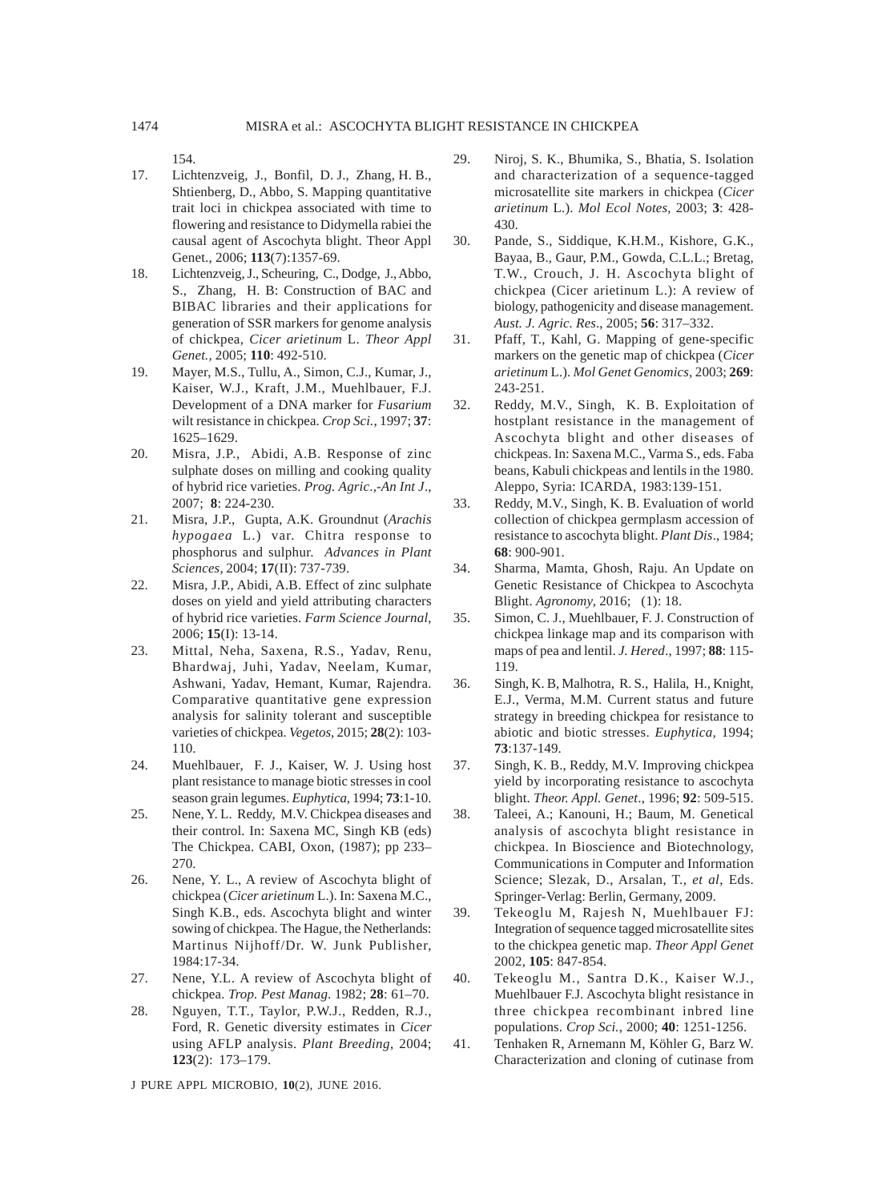154.

17. Lichtenzveig, J., Bonfil, D. J., Zhang, H. B., Shtienberg, D., Abbo, S. Mapping quantitative trait loci in chickpea associated with time to flowering and resistance to Didymella rabiei the causal agent of Ascochyta blight. Theor Appl Genet., 2006; **113**(7):1357-69.
18. Lichtenzveig, J., Scheuring, C., Dodge, J., Abbo, S., Zhang, H. B: Construction of BAC and BIBAC libraries and their applications for generation of SSR markers for genome analysis of chickpea, *Cicer arietinum* L. *Theor Appl Genet.*, 2005; **110**: 492-510.
19. Mayer, M.S., Tullu, A., Simon, C.J., Kumar, J., Kaiser, W.J., Kraft, J.M., Muehlbauer, F.J. Development of a DNA marker for *Fusarium* wilt resistance in chickpea. *Crop Sci.*, 1997; **37**: 1625–1629.
20. Misra, J.P., Abidi, A.B. Response of zinc sulphate doses on milling and cooking quality of hybrid rice varieties. *Prog. Agric.,-An Int J*., 2007; **8**: 224-230.
21. Misra, J.P., Gupta, A.K. Groundnut (*Arachis hypogaea* L.) var. Chitra response to phosphorus and sulphur. *Advances in Plant Sciences*, 2004; **17**(II): 737-739.
22. Misra, J.P., Abidi, A.B. Effect of zinc sulphate doses on yield and yield attributing characters of hybrid rice varieties. *Farm Science Journal*, 2006; **15**(I): 13-14.
23. Mittal, Neha, Saxena, R.S., Yadav, Renu, Bhardwaj, Juhi, Yadav, Neelam, Kumar, Ashwani, Yadav, Hemant, Kumar, Rajendra. Comparative quantitative gene expression analysis for salinity tolerant and susceptible varieties of chickpea. *Vegetos*, 2015; **28**(2): 103-110.
24. Muehlbauer, F. J., Kaiser, W. J. Using host plant resistance to manage biotic stresses in cool season grain legumes. *Euphytica*, 1994; **73**:1-10.
25. Nene, Y. L. Reddy, M.V. Chickpea diseases and their control. In: Saxena MC, Singh KB (eds) The Chickpea. CABI, Oxon, (1987); pp 233–270.
26. Nene, Y. L., A review of Ascochyta blight of chickpea (*Cicer arietinum* L.). In: Saxena M.C., Singh K.B., eds. Ascochyta blight and winter sowing of chickpea. The Hague, the Netherlands: Martinus Nijhoff/Dr. W. Junk Publisher, 1984:17-34.
27. Nene, Y.L. A review of Ascochyta blight of chickpea. *Trop. Pest Manag.* 1982; **28**: 61–70.
28. Nguyen, T.T., Taylor, P.W.J., Redden, R.J., Ford, R. Genetic diversity estimates in *Cicer* using AFLP analysis. *Plant Breeding*, 2004; **123**(2): 173–179.
29. Niroj, S. K., Bhumika, S., Bhatia, S. Isolation and characterization of a sequence-tagged microsatellite site markers in chickpea (*Cicer arietinum* L.). *Mol Ecol Notes*, 2003; **3**: 428-430.
30. Pande, S., Siddique, K.H.M., Kishore, G.K., Bayaa, B., Gaur, P.M., Gowda, C.L.L.; Bretag, T.W., Crouch, J. H. Ascochyta blight of chickpea (Cicer arietinum L.): A review of biology, pathogenicity and disease management. *Aust. J. Agric. Res*., 2005; **56**: 317–332.
31. Pfaff, T., Kahl, G. Mapping of gene-specific markers on the genetic map of chickpea (*Cicer arietinum* L.). *Mol Genet Genomics*, 2003; **269**: 243-251.
32. Reddy, M.V., Singh, K. B. Exploitation of hostplant resistance in the management of Ascochyta blight and other diseases of chickpeas. In: Saxena M.C., Varma S., eds. Faba beans, Kabuli chickpeas and lentils in the 1980. Aleppo, Syria: ICARDA, 1983:139-151.
33. Reddy, M.V., Singh, K. B. Evaluation of world collection of chickpea germplasm accession of resistance to ascochyta blight. *Plant Dis*., 1984; **68**: 900-901.
34. Sharma, Mamta, Ghosh, Raju. An Update on Genetic Resistance of Chickpea to Ascochyta Blight. *Agronomy*, 2016; (1): 18.
35. Simon, C. J., Muehlbauer, F. J. Construction of chickpea linkage map and its comparison with maps of pea and lentil. *J. Hered*., 1997; **88**: 115-119.
36. Singh, K. B, Malhotra, R. S., Halila, H., Knight, E.J., Verma, M.M. Current status and future strategy in breeding chickpea for resistance to abiotic and biotic stresses. *Euphytica*, 1994; **73**:137-149.
37. Singh, K. B., Reddy, M.V. Improving chickpea yield by incorporating resistance to ascochyta blight. *Theor. Appl. Genet*., 1996; **92**: 509-515.
38. Taleei, A.; Kanouni, H.; Baum, M. Genetical analysis of ascochyta blight resistance in chickpea. In Bioscience and Biotechnology, Communications in Computer and Information Science; Slezak, D., Arsalan, T., *et al*, Eds. Springer-Verlag: Berlin, Germany, 2009.
39. Tekeoglu M, Rajesh N, Muehlbauer FJ: Integration of sequence tagged microsatellite sites to the chickpea genetic map. *Theor Appl Genet* 2002, **105**: 847-854.
40. Tekeoglu M., Santra D.K., Kaiser W.J., Muehlbauer F.J. Ascochyta blight resistance in three chickpea recombinant inbred line populations. *Crop Sci.*, 2000; **40**: 1251-1256.
41. Tenhaken R, Arnemann M, Köhler G, Barz W. Characterization and cloning of cutinase from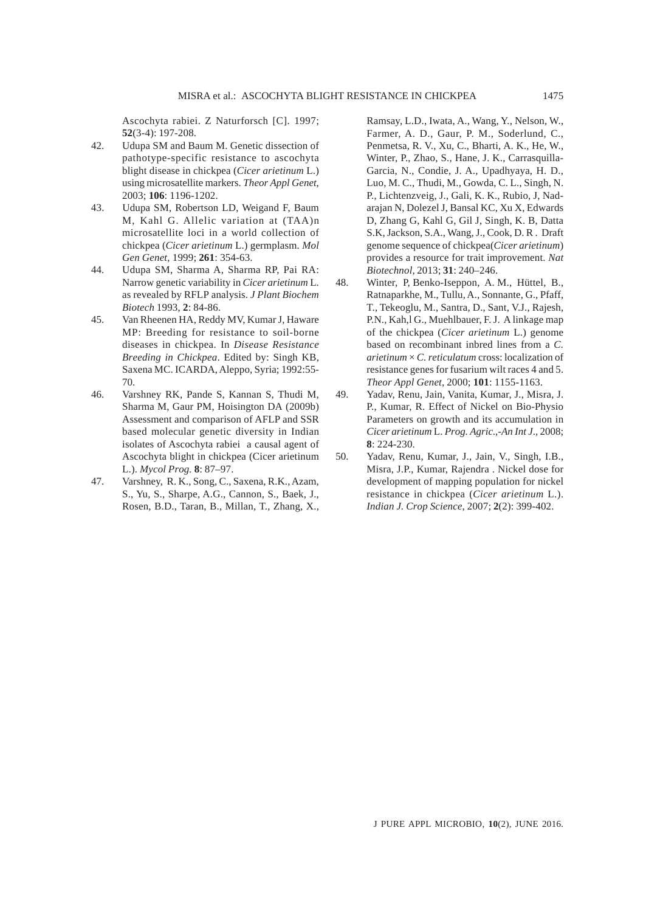Ascochyta rabiei. Z Naturforsch [C]. 1997; **52**(3-4): 197-208.

42. Udupa SM and Baum M. Genetic dissection of pathotype-specific resistance to ascochyta blight disease in chickpea (*Cicer arietinum* L.) using microsatellite markers. *Theor Appl Genet*, 2003; **106**: 1196-1202.
43. Udupa SM, Robertson LD, Weigand F, Baum M, Kahl G. Allelic variation at (TAA)n microsatellite loci in a world collection of chickpea (*Cicer arietinum* L.) germplasm. *Mol Gen Genet*, 1999; **261**: 354-63.
44. Udupa SM, Sharma A, Sharma RP, Pai RA: Narrow genetic variability in *Cicer arietinum* L. as revealed by RFLP analysis. *J Plant Biochem Biotech* 1993, **2**: 84-86.
45. Van Rheenen HA, Reddy MV, Kumar J, Haware MP: Breeding for resistance to soil-borne diseases in chickpea. In *Disease Resistance Breeding in Chickpea*. Edited by: Singh KB, Saxena MC. ICARDA, Aleppo, Syria; 1992:55-70.
46. Varshney RK, Pande S, Kannan S, Thudi M, Sharma M, Gaur PM, Hoisington DA (2009b) Assessment and comparison of AFLP and SSR based molecular genetic diversity in Indian isolates of Ascochyta rabiei a causal agent of Ascochyta blight in chickpea (Cicer arietinum L.). *Mycol Prog.* **8**: 87–97.
47. Varshney, R. K., Song, C., Saxena, R.K., Azam, S., Yu, S., Sharpe, A.G., Cannon, S., Baek, J., Rosen, B.D., Taran, B., Millan, T., Zhang, X., Ramsay, L.D., Iwata, A., Wang, Y., Nelson, W., Farmer, A. D., Gaur, P. M., Soderlund, C., Penmetsa, R. V., Xu, C., Bharti, A. K., He, W., Winter, P., Zhao, S., Hane, J. K., Carrasquilla-Garcia, N., Condie, J. A., Upadhyaya, H. D., Luo, M. C., Thudi, M., Gowda, C. L., Singh, N. P., Lichtenzveig, J., Gali, K. K., Rubio, J, Nadarajan N, Dolezel J, Bansal KC, Xu X, Edwards D, Zhang G, Kahl G, Gil J, Singh, K. B, Datta S.K, Jackson, S.A., Wang, J., Cook, D. R . Draft genome sequence of chickpea(*Cicer arietinum*) provides a resource for trait improvement. *Nat Biotechnol*, 2013; **31**: 240–246.
48. Winter, P, Benko-Iseppon, A. M., Hüttel, B., Ratnaparkhe, M., Tullu, A., Sonnante, G., Pfaff, T., Tekeoglu, M., Santra, D., Sant, V.J., Rajesh, P.N., Kah,l G., Muehlbauer, F. J. A linkage map of the chickpea (*Cicer arietinum* L.) genome based on recombinant inbred lines from a *C. arietinum* × *C. reticulatum* cross: localization of resistance genes for fusarium wilt races 4 and 5. *Theor Appl Genet*, 2000; **101**: 1155-1163.
49. Yadav, Renu, Jain, Vanita, Kumar, J., Misra, J. P., Kumar, R. Effect of Nickel on Bio-Physio Parameters on growth and its accumulation in *Cicer arietinum* L. *Prog. Agric.,-An Int J.*, 2008; **8**: 224-230.
50. Yadav, Renu, Kumar, J., Jain, V., Singh, I.B., Misra, J.P., Kumar, Rajendra . Nickel dose for development of mapping population for nickel resistance in chickpea (*Cicer arietinum* L.). *Indian J. Crop Science*, 2007; **2**(2): 399-402.